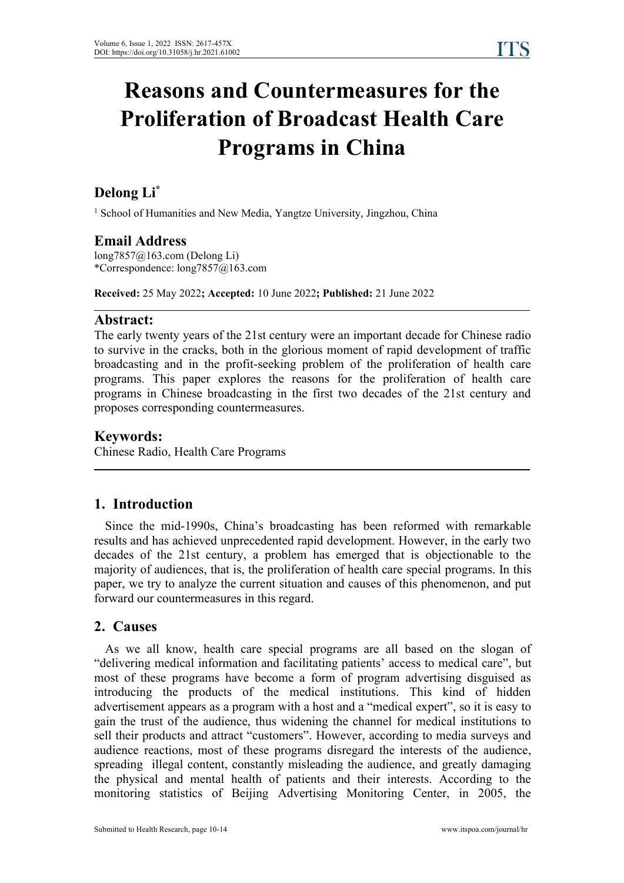# Reasons and Countermeasures for the Proliferation of Broadcast Health Care Programs in China

## Delong Li*

[1] School of Humanities and New Media, Yangtze University, Jingzhou, China

## Email Address

long7857@163.com (Delong Li)
*Correspondence: long7857@163.com

**Received:** 25 May 2022**; Accepted:** 10 June 2022**; Published:** 21 June 2022

## Abstract:

The early twenty years of the 21st century were an important decade for Chinese radio to survive in the cracks, both in the glorious moment of rapid development of traffic broadcasting and in the profit-seeking problem of the proliferation of health care programs. This paper explores the reasons for the proliferation of health care programs in Chinese broadcasting in the first two decades of the 21st century and proposes corresponding countermeasures.

## Keywords:

Chinese Radio, Health Care Programs

## 1. Introduction

Since the mid-1990s, China's broadcasting has been reformed with remarkable results and has achieved unprecedented rapid development. However, in the early two decades of the 21st century, a problem has emerged that is objectionable to the majority of audiences, that is, the proliferation of health care special programs. In this paper, we try to analyze the current situation and causes of this phenomenon, and put forward our countermeasures in this regard.

## 2. Causes

As we all know, health care special programs are all based on the slogan of "delivering medical information and facilitating patients' access to medical care", but most of these programs have become a form of program advertising disguised as introducing the products of the medical institutions. This kind of hidden advertisement appears as a program with a host and a "medical expert", so it is easy to gain the trust of the audience, thus widening the channel for medical institutions to sell their products and attract "customers". However, according to media surveys and audience reactions, most of these programs disregard the interests of the audience, spreading illegal content, constantly misleading the audience, and greatly damaging the physical and mental health of patients and their interests. According to the monitoring statistics of Beijing Advertising Monitoring Center, in 2005, the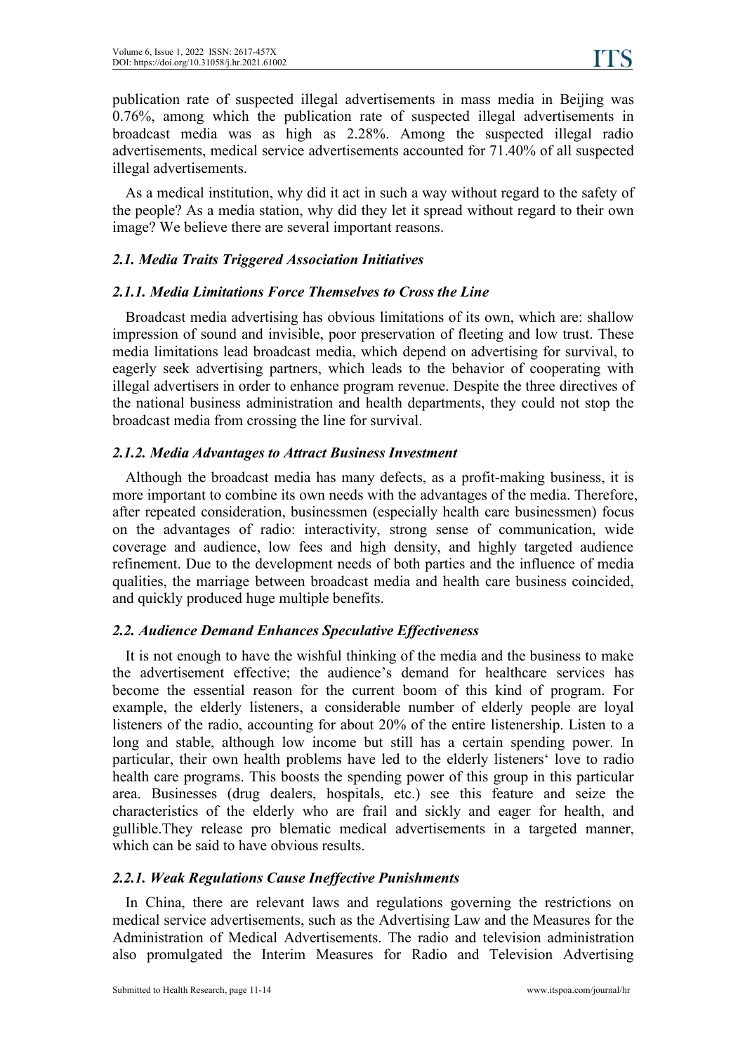publication rate of suspected illegal advertisements in mass media in Beijing was 0.76%, among which the publication rate of suspected illegal advertisements in broadcast media was as high as 2.28%. Among the suspected illegal radio advertisements, medical service advertisements accounted for 71.40% of all suspected illegal advertisements.

As a medical institution, why did it act in such a way without regard to the safety of the people? As a media station, why did they let it spread without regard to their own image? We believe there are several important reasons.

### *2.1. Media Traits Triggered Association Initiatives*

#### *2.1.1. Media Limitations Force Themselves to Cross the Line*

Broadcast media advertising has obvious limitations of its own, which are: shallow impression of sound and invisible, poor preservation of fleeting and low trust. These media limitations lead broadcast media, which depend on advertising for survival, to eagerly seek advertising partners, which leads to the behavior of cooperating with illegal advertisers in order to enhance program revenue. Despite the three directives of the national business administration and health departments, they could not stop the broadcast media from crossing the line for survival.

#### *2.1.2. Media Advantages to Attract Business Investment*

Although the broadcast media has many defects, as a profit-making business, it is more important to combine its own needs with the advantages of the media. Therefore, after repeated consideration, businessmen (especially health care businessmen) focus on the advantages of radio: interactivity, strong sense of communication, wide coverage and audience, low fees and high density, and highly targeted audience refinement. Due to the development needs of both parties and the influence of media qualities, the marriage between broadcast media and health care business coincided, and quickly produced huge multiple benefits.

### *2.2. Audience Demand Enhances Speculative Effectiveness*

It is not enough to have the wishful thinking of the media and the business to make the advertisement effective; the audience's demand for healthcare services has become the essential reason for the current boom of this kind of program. For example, the elderly listeners, a considerable number of elderly people are loyal listeners of the radio, accounting for about 20% of the entire listenership. Listen to a long and stable, although low income but still has a certain spending power. In particular, their own health problems have led to the elderly listeners' love to radio health care programs. This boosts the spending power of this group in this particular area. Businesses (drug dealers, hospitals, etc.) see this feature and seize the characteristics of the elderly who are frail and sickly and eager for health, and gullible.They release pro blematic medical advertisements in a targeted manner, which can be said to have obvious results.

#### *2.2.1. Weak Regulations Cause Ineffective Punishments*

In China, there are relevant laws and regulations governing the restrictions on medical service advertisements, such as the Advertising Law and the Measures for the Administration of Medical Advertisements. The radio and television administration also promulgated the Interim Measures for Radio and Television Advertising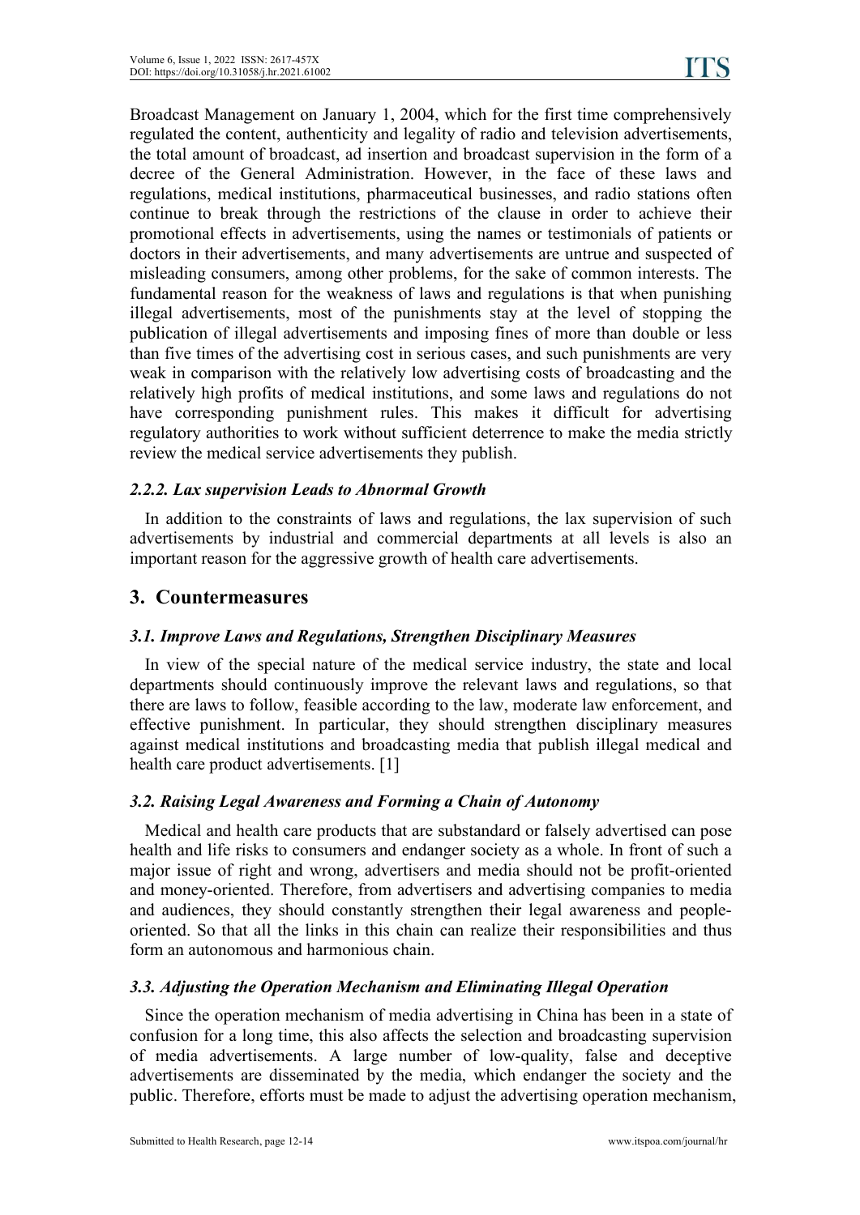Broadcast Management on January 1, 2004, which for the first time comprehensively regulated the content, authenticity and legality of radio and television advertisements, the total amount of broadcast, ad insertion and broadcast supervision in the form of a decree of the General Administration. However, in the face of these laws and regulations, medical institutions, pharmaceutical businesses, and radio stations often continue to break through the restrictions of the clause in order to achieve their promotional effects in advertisements, using the names or testimonials of patients or doctors in their advertisements, and many advertisements are untrue and suspected of misleading consumers, among other problems, for the sake of common interests. The fundamental reason for the weakness of laws and regulations is that when punishing illegal advertisements, most of the punishments stay at the level of stopping the publication of illegal advertisements and imposing fines of more than double or less than five times of the advertising cost in serious cases, and such punishments are very weak in comparison with the relatively low advertising costs of broadcasting and the relatively high profits of medical institutions, and some laws and regulations do not have corresponding punishment rules. This makes it difficult for advertising regulatory authorities to work without sufficient deterrence to make the media strictly review the medical service advertisements they publish.

### *2.2.2. Lax supervision Leads to Abnormal Growth*

In addition to the constraints of laws and regulations, the lax supervision of such advertisements by industrial and commercial departments at all levels is also an important reason for the aggressive growth of health care advertisements.

## 3. Countermeasures

### *3.1. Improve Laws and Regulations, Strengthen Disciplinary Measures*

In view of the special nature of the medical service industry, the state and local departments should continuously improve the relevant laws and regulations, so that there are laws to follow, feasible according to the law, moderate law enforcement, and effective punishment. In particular, they should strengthen disciplinary measures against medical institutions and broadcasting media that publish illegal medical and health care product advertisements. [1]

### *3.2. Raising Legal Awareness and Forming a Chain of Autonomy*

Medical and health care products that are substandard or falsely advertised can pose health and life risks to consumers and endanger society as a whole. In front of such a major issue of right and wrong, advertisers and media should not be profit-oriented and money-oriented. Therefore, from advertisers and advertising companies to media and audiences, they should constantly strengthen their legal awareness and people-oriented. So that all the links in this chain can realize their responsibilities and thus form an autonomous and harmonious chain.

### *3.3. Adjusting the Operation Mechanism and Eliminating Illegal Operation*

Since the operation mechanism of media advertising in China has been in a state of confusion for a long time, this also affects the selection and broadcasting supervision of media advertisements. A large number of low-quality, false and deceptive advertisements are disseminated by the media, which endanger the society and the public. Therefore, efforts must be made to adjust the advertising operation mechanism,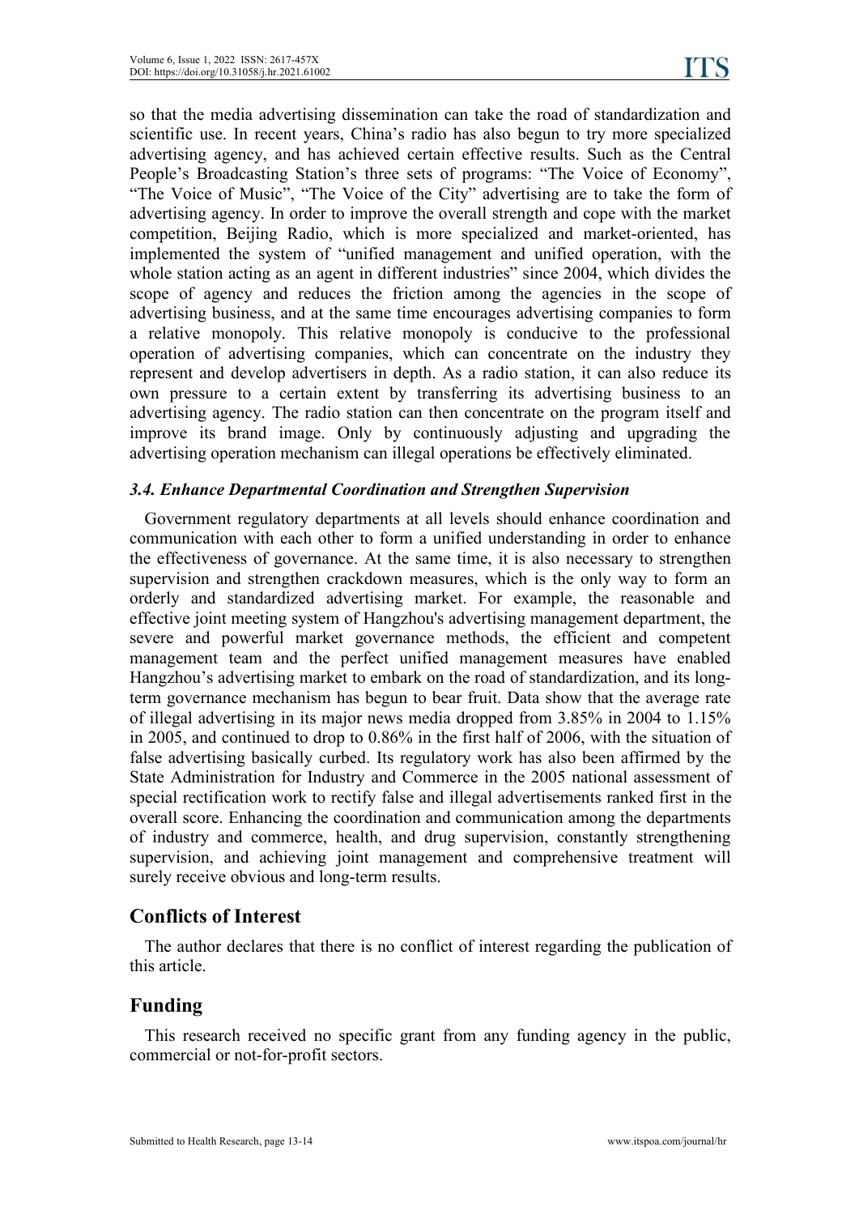so that the media advertising dissemination can take the road of standardization and scientific use. In recent years, China's radio has also begun to try more specialized advertising agency, and has achieved certain effective results. Such as the Central People's Broadcasting Station's three sets of programs: "The Voice of Economy", "The Voice of Music", "The Voice of the City" advertising are to take the form of advertising agency. In order to improve the overall strength and cope with the market competition, Beijing Radio, which is more specialized and market-oriented, has implemented the system of "unified management and unified operation, with the whole station acting as an agent in different industries" since 2004, which divides the scope of agency and reduces the friction among the agencies in the scope of advertising business, and at the same time encourages advertising companies to form a relative monopoly. This relative monopoly is conducive to the professional operation of advertising companies, which can concentrate on the industry they represent and develop advertisers in depth. As a radio station, it can also reduce its own pressure to a certain extent by transferring its advertising business to an advertising agency. The radio station can then concentrate on the program itself and improve its brand image. Only by continuously adjusting and upgrading the advertising operation mechanism can illegal operations be effectively eliminated.

### *3.4. Enhance Departmental Coordination and Strengthen Supervision*

Government regulatory departments at all levels should enhance coordination and communication with each other to form a unified understanding in order to enhance the effectiveness of governance. At the same time, it is also necessary to strengthen supervision and strengthen crackdown measures, which is the only way to form an orderly and standardized advertising market. For example, the reasonable and effective joint meeting system of Hangzhou's advertising management department, the severe and powerful market governance methods, the efficient and competent management team and the perfect unified management measures have enabled Hangzhou's advertising market to embark on the road of standardization, and its long-term governance mechanism has begun to bear fruit. Data show that the average rate of illegal advertising in its major news media dropped from 3.85% in 2004 to 1.15% in 2005, and continued to drop to 0.86% in the first half of 2006, with the situation of false advertising basically curbed. Its regulatory work has also been affirmed by the State Administration for Industry and Commerce in the 2005 national assessment of special rectification work to rectify false and illegal advertisements ranked first in the overall score. Enhancing the coordination and communication among the departments of industry and commerce, health, and drug supervision, constantly strengthening supervision, and achieving joint management and comprehensive treatment will surely receive obvious and long-term results.

## Conflicts of Interest

The author declares that there is no conflict of interest regarding the publication of this article.

## Funding

This research received no specific grant from any funding agency in the public, commercial or not-for-profit sectors.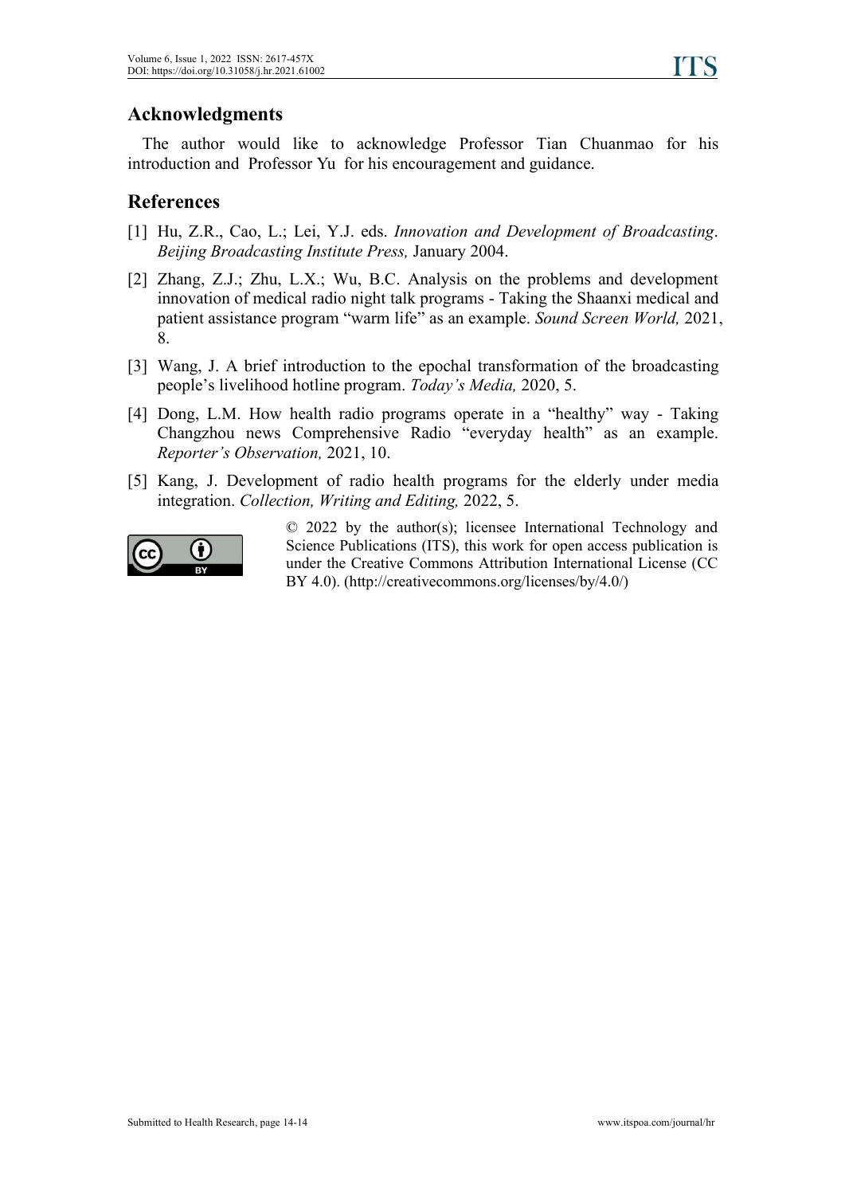## Acknowledgments

The author would like to acknowledge Professor Tian Chuanmao for his introduction and Professor Yu for his encouragement and guidance.

## References

[1] Hu, Z.R., Cao, L.; Lei, Y.J. eds. *Innovation and Development of Broadcasting*. *Beijing Broadcasting Institute Press,* January 2004.

[2] Zhang, Z.J.; Zhu, L.X.; Wu, B.C. Analysis on the problems and development innovation of medical radio night talk programs - Taking the Shaanxi medical and patient assistance program "warm life" as an example. *Sound Screen World,* 2021, 8.

[3] Wang, J. A brief introduction to the epochal transformation of the broadcasting people's livelihood hotline program. *Today's Media,* 2020, 5.

[4] Dong, L.M. How health radio programs operate in a "healthy" way - Taking Changzhou news Comprehensive Radio "everyday health" as an example. *Reporter's Observation,* 2021, 10.

[5] Kang, J. Development of radio health programs for the elderly under media integration. *Collection, Writing and Editing,* 2022, 5.

© 2022 by the author(s); licensee International Technology and Science Publications (ITS), this work for open access publication is under the Creative Commons Attribution International License (CC BY 4.0). (http://creativecommons.org/licenses/by/4.0/)